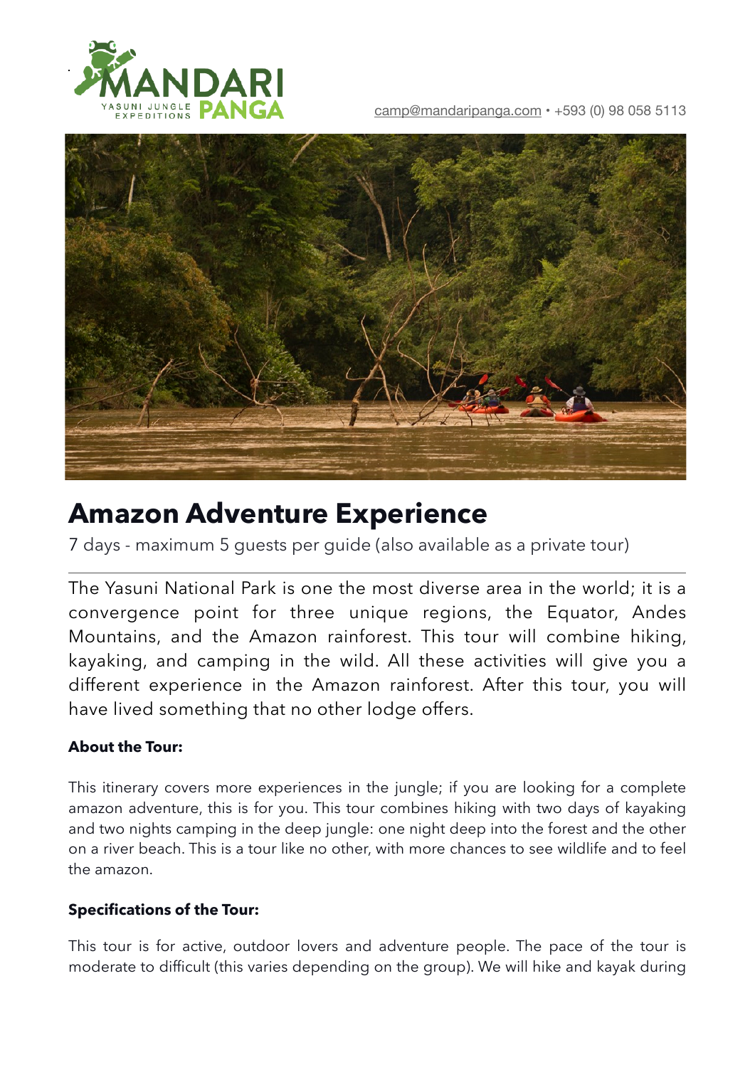camp@mandaripanga.com • +593 (0) 98 058 5113

# Amazon Adventure Experience

7 days - maximum 5 guests per guide (also available as a private tour)

---

The Yasuni National Park is one the most diverse area in the world; it is a convergence point for three unique regions, the Equator, Andes Mountains, and the Amazon rainforest. This tour will combine hiking, kayaking, and camping in the wild. All these activities will give you a different experience in the Amazon rainforest. After this tour, you will have lived something that no other lodge offers.

**About the Tour:**

This itinerary covers more experiences in the jungle; if you are looking for a complete amazon adventure, this is for you. This tour combines hiking with two days of kayaking and two nights camping in the deep jungle: one night deep into the forest and the other on a river beach. This is a tour like no other, with more chances to see wildlife and to feel the amazon.

**Specifications of the Tour:**

This tour is for active, outdoor lovers and adventure people. The pace of the tour is moderate to difficult (this varies depending on the group). We will hike and kayak during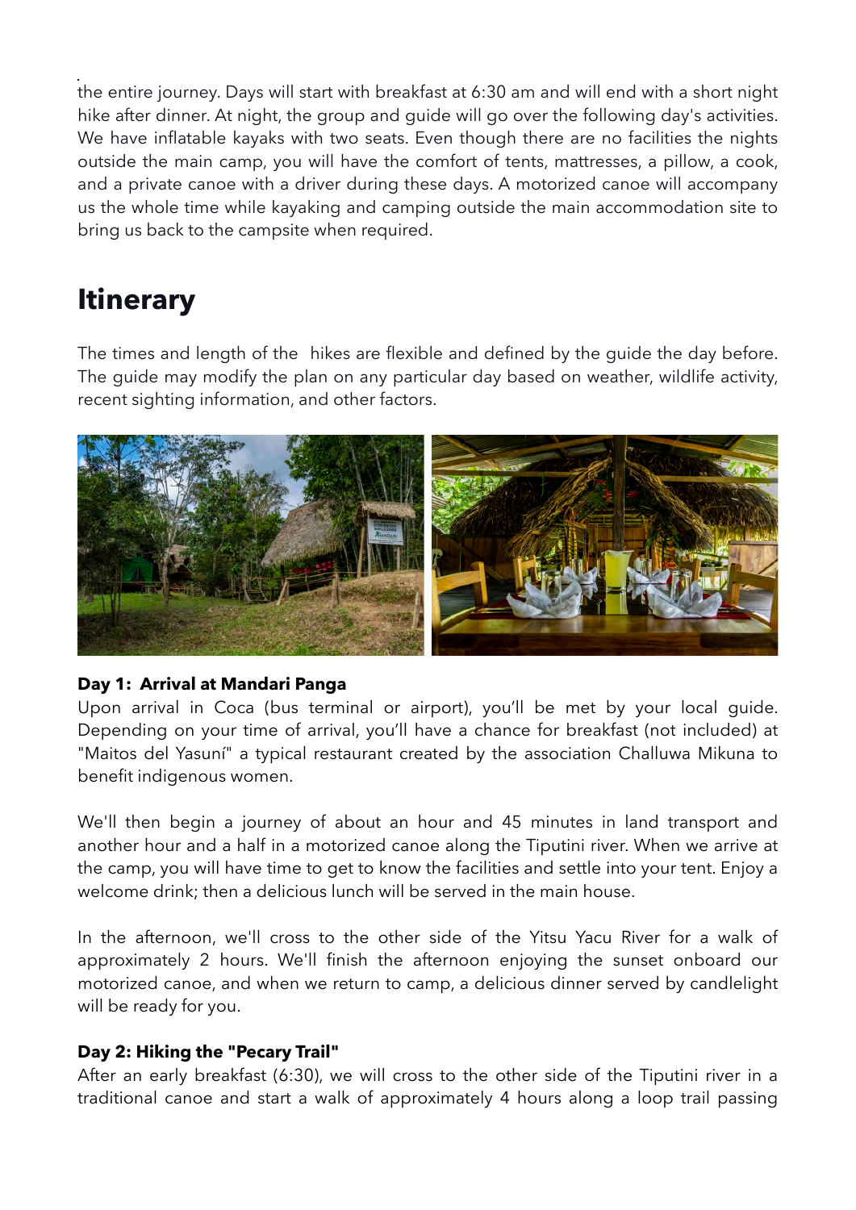the entire journey. Days will start with breakfast at 6:30 am and will end with a short night hike after dinner. At night, the group and guide will go over the following day's activities. We have inflatable kayaks with two seats. Even though there are no facilities the nights outside the main camp, you will have the comfort of tents, mattresses, a pillow, a cook, and a private canoe with a driver during these days. A motorized canoe will accompany us the whole time while kayaking and camping outside the main accommodation site to bring us back to the campsite when required.

# Itinerary

The times and length of the hikes are flexible and defined by the guide the day before. The guide may modify the plan on any particular day based on weather, wildlife activity, recent sighting information, and other factors.

**Day 1: Arrival at Mandari Panga**

Upon arrival in Coca (bus terminal or airport), you'll be met by your local guide. Depending on your time of arrival, you'll have a chance for breakfast (not included) at "Maitos del Yasuní" a typical restaurant created by the association Challuwa Mikuna to benefit indigenous women.

We'll then begin a journey of about an hour and 45 minutes in land transport and another hour and a half in a motorized canoe along the Tiputini river. When we arrive at the camp, you will have time to get to know the facilities and settle into your tent. Enjoy a welcome drink; then a delicious lunch will be served in the main house.

In the afternoon, we'll cross to the other side of the Yitsu Yacu River for a walk of approximately 2 hours. We'll finish the afternoon enjoying the sunset onboard our motorized canoe, and when we return to camp, a delicious dinner served by candlelight will be ready for you.

**Day 2: Hiking the "Pecary Trail"**

After an early breakfast (6:30), we will cross to the other side of the Tiputini river in a traditional canoe and start a walk of approximately 4 hours along a loop trail passing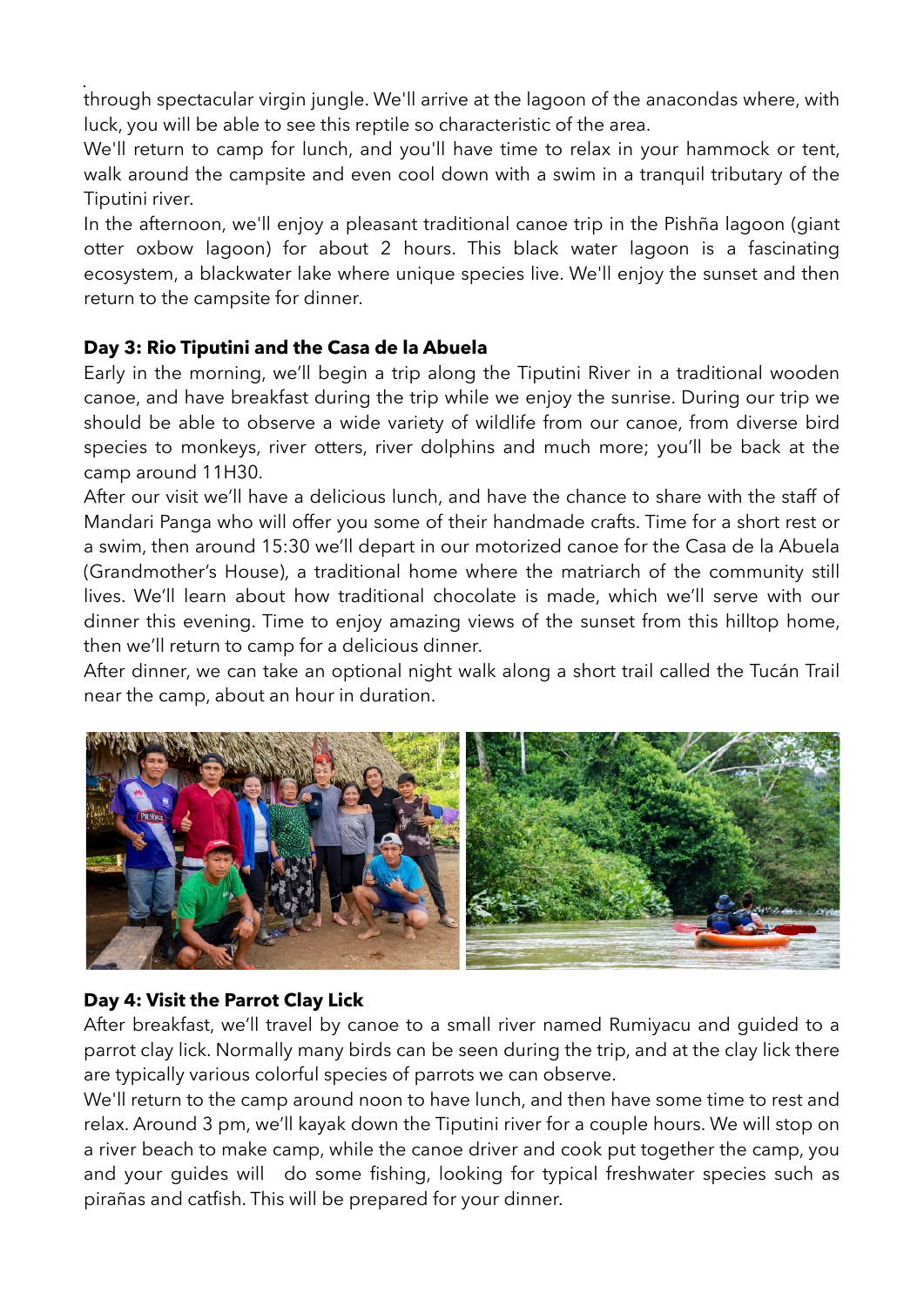through spectacular virgin jungle. We'll arrive at the lagoon of the anacondas where, with luck, you will be able to see this reptile so characteristic of the area.

We'll return to camp for lunch, and you'll have time to relax in your hammock or tent, walk around the campsite and even cool down with a swim in a tranquil tributary of the Tiputini river.

In the afternoon, we'll enjoy a pleasant traditional canoe trip in the Pishña lagoon (giant otter oxbow lagoon) for about 2 hours. This black water lagoon is a fascinating ecosystem, a blackwater lake where unique species live. We'll enjoy the sunset and then return to the campsite for dinner.

**Day 3: Rio Tiputini and the Casa de la Abuela**

Early in the morning, we'll begin a trip along the Tiputini River in a traditional wooden canoe, and have breakfast during the trip while we enjoy the sunrise. During our trip we should be able to observe a wide variety of wildlife from our canoe, from diverse bird species to monkeys, river otters, river dolphins and much more; you'll be back at the camp around 11H30.

After our visit we'll have a delicious lunch, and have the chance to share with the staff of Mandari Panga who will offer you some of their handmade crafts. Time for a short rest or a swim, then around 15:30 we'll depart in our motorized canoe for the Casa de la Abuela (Grandmother's House), a traditional home where the matriarch of the community still lives. We'll learn about how traditional chocolate is made, which we'll serve with our dinner this evening. Time to enjoy amazing views of the sunset from this hilltop home, then we'll return to camp for a delicious dinner.

After dinner, we can take an optional night walk along a short trail called the Tucán Trail near the camp, about an hour in duration.

**Day 4: Visit the Parrot Clay Lick**

After breakfast, we'll travel by canoe to a small river named Rumiyacu and guided to a parrot clay lick. Normally many birds can be seen during the trip, and at the clay lick there are typically various colorful species of parrots we can observe.

We'll return to the camp around noon to have lunch, and then have some time to rest and relax. Around 3 pm, we'll kayak down the Tiputini river for a couple hours. We will stop on a river beach to make camp, while the canoe driver and cook put together the camp, you and your guides will do some fishing, looking for typical freshwater species such as pirañas and catfish. This will be prepared for your dinner.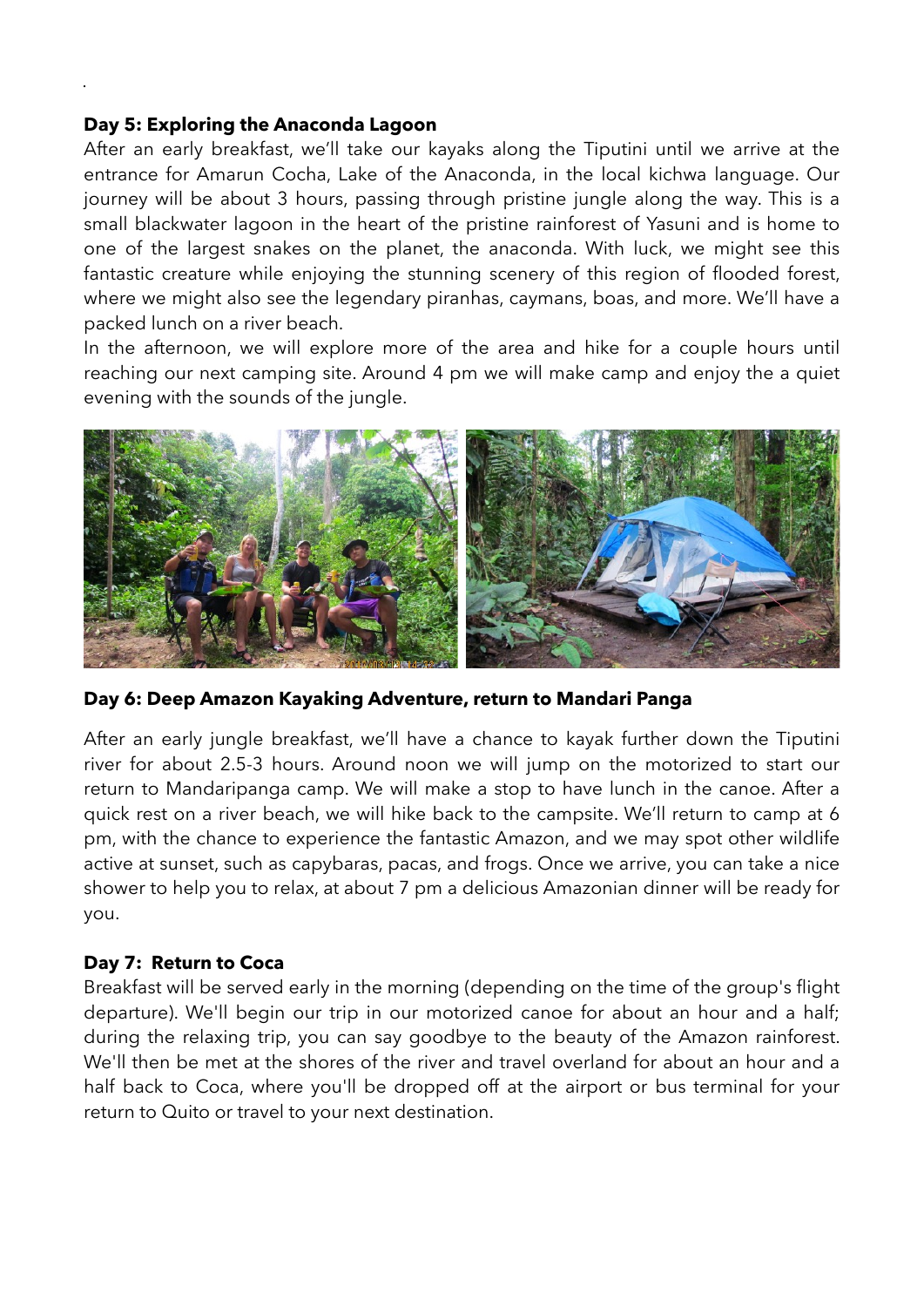**Day 5: Exploring the Anaconda Lagoon**

After an early breakfast, we'll take our kayaks along the Tiputini until we arrive at the entrance for Amarun Cocha, Lake of the Anaconda, in the local kichwa language. Our journey will be about 3 hours, passing through pristine jungle along the way. This is a small blackwater lagoon in the heart of the pristine rainforest of Yasuni and is home to one of the largest snakes on the planet, the anaconda. With luck, we might see this fantastic creature while enjoying the stunning scenery of this region of flooded forest, where we might also see the legendary piranhas, caymans, boas, and more. We'll have a packed lunch on a river beach.

In the afternoon, we will explore more of the area and hike for a couple hours until reaching our next camping site. Around 4 pm we will make camp and enjoy the a quiet evening with the sounds of the jungle.

**Day 6: Deep Amazon Kayaking Adventure, return to Mandari Panga**

After an early jungle breakfast, we'll have a chance to kayak further down the Tiputini river for about 2.5-3 hours. Around noon we will jump on the motorized to start our return to Mandaripanga camp. We will make a stop to have lunch in the canoe. After a quick rest on a river beach, we will hike back to the campsite. We'll return to camp at 6 pm, with the chance to experience the fantastic Amazon, and we may spot other wildlife active at sunset, such as capybaras, pacas, and frogs. Once we arrive, you can take a nice shower to help you to relax, at about 7 pm a delicious Amazonian dinner will be ready for you.

**Day 7: Return to Coca**

Breakfast will be served early in the morning (depending on the time of the group's flight departure). We'll begin our trip in our motorized canoe for about an hour and a half; during the relaxing trip, you can say goodbye to the beauty of the Amazon rainforest. We'll then be met at the shores of the river and travel overland for about an hour and a half back to Coca, where you'll be dropped off at the airport or bus terminal for your return to Quito or travel to your next destination.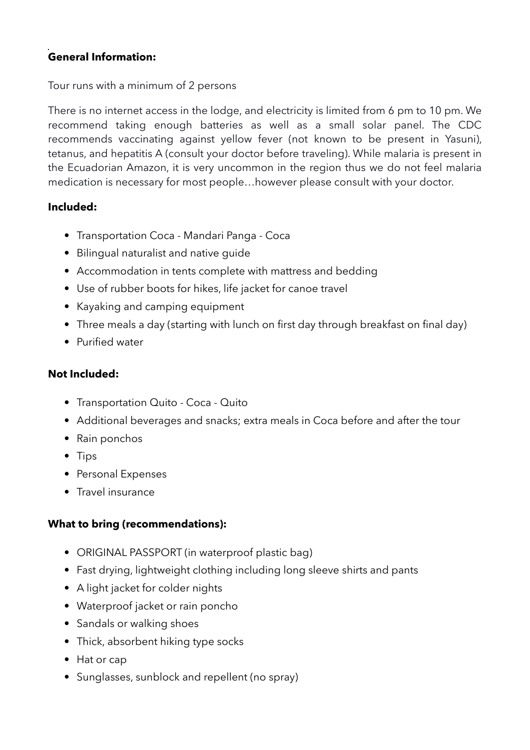**General Information:**

Tour runs with a minimum of 2 persons

There is no internet access in the lodge, and electricity is limited from 6 pm to 10 pm. We recommend taking enough batteries as well as a small solar panel. The CDC recommends vaccinating against yellow fever (not known to be present in Yasuni), tetanus, and hepatitis A (consult your doctor before traveling). While malaria is present in the Ecuadorian Amazon, it is very uncommon in the region thus we do not feel malaria medication is necessary for most people…however please consult with your doctor.

**Included:**

- Transportation Coca - Mandari Panga - Coca
- Bilingual naturalist and native guide
- Accommodation in tents complete with mattress and bedding
- Use of rubber boots for hikes, life jacket for canoe travel
- Kayaking and camping equipment
- Three meals a day (starting with lunch on first day through breakfast on final day)
- Purified water

**Not Included:**

- Transportation Quito - Coca - Quito
- Additional beverages and snacks; extra meals in Coca before and after the tour
- Rain ponchos
- Tips
- Personal Expenses
- Travel insurance

**What to bring (recommendations):**

- ORIGINAL PASSPORT (in waterproof plastic bag)
- Fast drying, lightweight clothing including long sleeve shirts and pants
- A light jacket for colder nights
- Waterproof jacket or rain poncho
- Sandals or walking shoes
- Thick, absorbent hiking type socks
- Hat or cap
- Sunglasses, sunblock and repellent (no spray)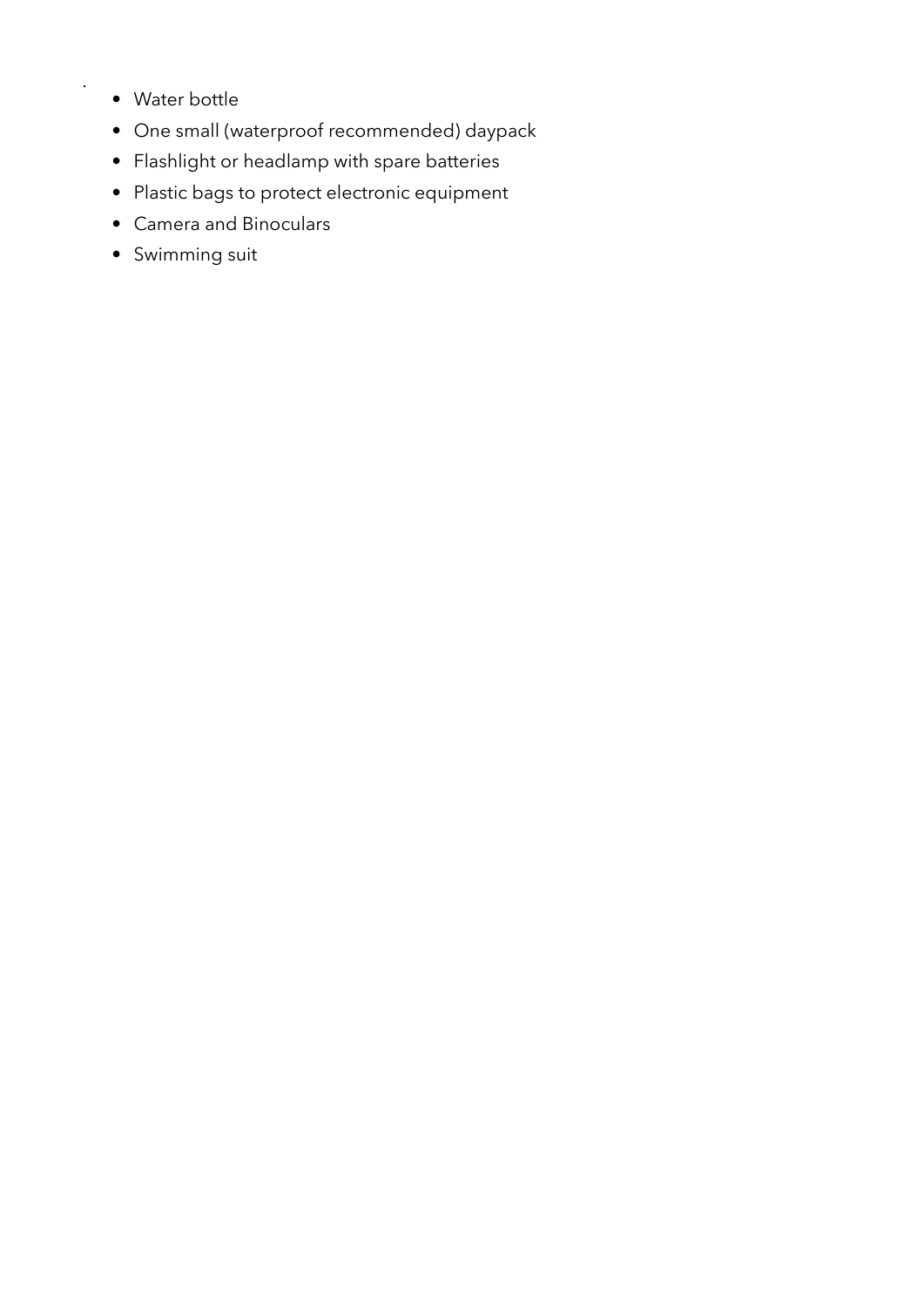- Water bottle
- One small (waterproof recommended) daypack
- Flashlight or headlamp with spare batteries
- Plastic bags to protect electronic equipment
- Camera and Binoculars
- Swimming suit